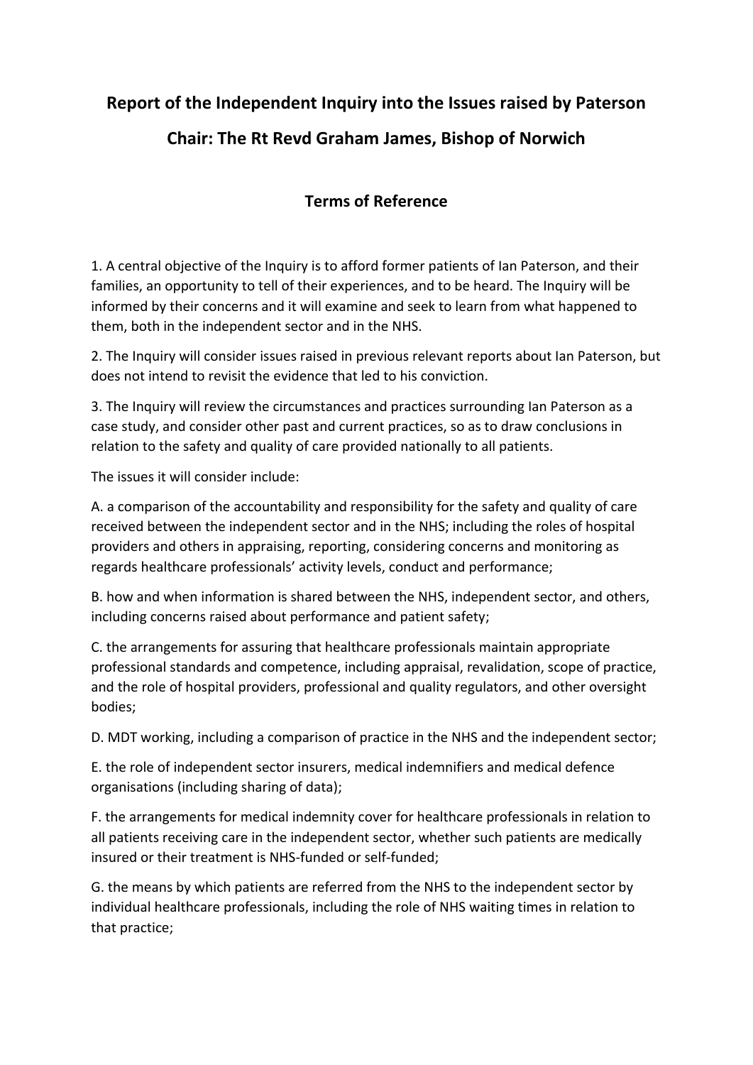# Report of the Independent Inquiry into the Issues raised by Paterson

## Chair: The Rt Revd Graham James, Bishop of Norwich

### Terms of Reference

1. A central objective of the Inquiry is to afford former patients of Ian Paterson, and their families, an opportunity to tell of their experiences, and to be heard. The Inquiry will be informed by their concerns and it will examine and seek to learn from what happened to them, both in the independent sector and in the NHS.

2. The Inquiry will consider issues raised in previous relevant reports about Ian Paterson, but does not intend to revisit the evidence that led to his conviction.

3. The Inquiry will review the circumstances and practices surrounding Ian Paterson as a case study, and consider other past and current practices, so as to draw conclusions in relation to the safety and quality of care provided nationally to all patients.

The issues it will consider include:

A. a comparison of the accountability and responsibility for the safety and quality of care received between the independent sector and in the NHS; including the roles of hospital providers and others in appraising, reporting, considering concerns and monitoring as regards healthcare professionals' activity levels, conduct and performance;

B. how and when information is shared between the NHS, independent sector, and others, including concerns raised about performance and patient safety;

C. the arrangements for assuring that healthcare professionals maintain appropriate professional standards and competence, including appraisal, revalidation, scope of practice, and the role of hospital providers, professional and quality regulators, and other oversight bodies;

D. MDT working, including a comparison of practice in the NHS and the independent sector;

E. the role of independent sector insurers, medical indemnifiers and medical defence organisations (including sharing of data);

F. the arrangements for medical indemnity cover for healthcare professionals in relation to all patients receiving care in the independent sector, whether such patients are medically insured or their treatment is NHS-funded or self-funded;

G. the means by which patients are referred from the NHS to the independent sector by individual healthcare professionals, including the role of NHS waiting times in relation to that practice;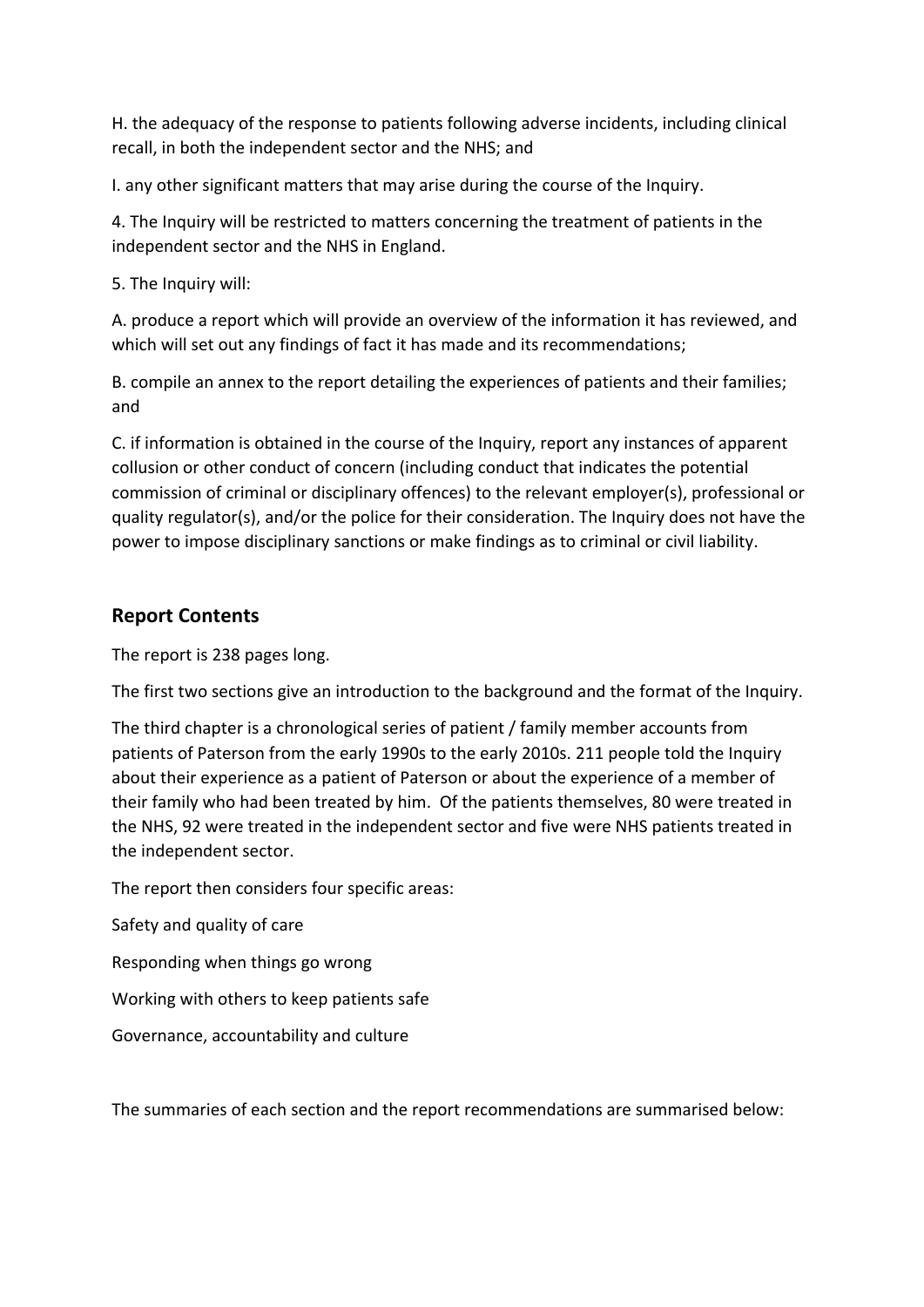H. the adequacy of the response to patients following adverse incidents, including clinical recall, in both the independent sector and the NHS; and

I. any other significant matters that may arise during the course of the Inquiry.

4. The Inquiry will be restricted to matters concerning the treatment of patients in the independent sector and the NHS in England.

5. The Inquiry will:

A. produce a report which will provide an overview of the information it has reviewed, and which will set out any findings of fact it has made and its recommendations;

B. compile an annex to the report detailing the experiences of patients and their families; and

C. if information is obtained in the course of the Inquiry, report any instances of apparent collusion or other conduct of concern (including conduct that indicates the potential commission of criminal or disciplinary offences) to the relevant employer(s), professional or quality regulator(s), and/or the police for their consideration. The Inquiry does not have the power to impose disciplinary sanctions or make findings as to criminal or civil liability.

## Report Contents

The report is 238 pages long.

The first two sections give an introduction to the background and the format of the Inquiry.

The third chapter is a chronological series of patient / family member accounts from patients of Paterson from the early 1990s to the early 2010s. 211 people told the Inquiry about their experience as a patient of Paterson or about the experience of a member of their family who had been treated by him. Of the patients themselves, 80 were treated in the NHS, 92 were treated in the independent sector and five were NHS patients treated in the independent sector.

The report then considers four specific areas:

Safety and quality of care

Responding when things go wrong

Working with others to keep patients safe

Governance, accountability and culture

The summaries of each section and the report recommendations are summarised below: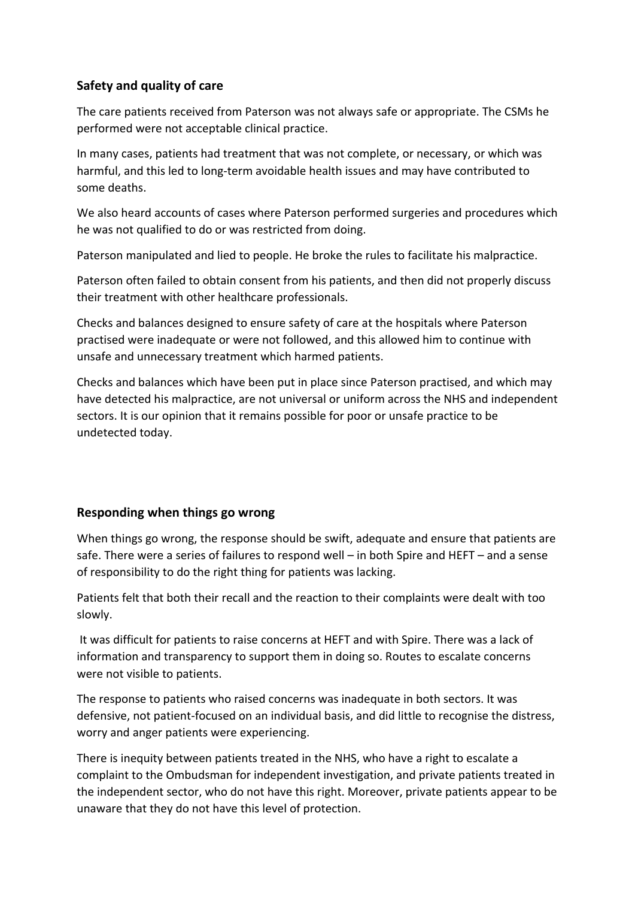## Safety and quality of care

The care patients received from Paterson was not always safe or appropriate. The CSMs he performed were not acceptable clinical practice.

In many cases, patients had treatment that was not complete, or necessary, or which was harmful, and this led to long-term avoidable health issues and may have contributed to some deaths.

We also heard accounts of cases where Paterson performed surgeries and procedures which he was not qualified to do or was restricted from doing.

Paterson manipulated and lied to people. He broke the rules to facilitate his malpractice.

Paterson often failed to obtain consent from his patients, and then did not properly discuss their treatment with other healthcare professionals.

Checks and balances designed to ensure safety of care at the hospitals where Paterson practised were inadequate or were not followed, and this allowed him to continue with unsafe and unnecessary treatment which harmed patients.

Checks and balances which have been put in place since Paterson practised, and which may have detected his malpractice, are not universal or uniform across the NHS and independent sectors. It is our opinion that it remains possible for poor or unsafe practice to be undetected today.

## Responding when things go wrong

When things go wrong, the response should be swift, adequate and ensure that patients are safe. There were a series of failures to respond well – in both Spire and HEFT – and a sense of responsibility to do the right thing for patients was lacking.

Patients felt that both their recall and the reaction to their complaints were dealt with too slowly.

It was difficult for patients to raise concerns at HEFT and with Spire. There was a lack of information and transparency to support them in doing so. Routes to escalate concerns were not visible to patients.

The response to patients who raised concerns was inadequate in both sectors. It was defensive, not patient-focused on an individual basis, and did little to recognise the distress, worry and anger patients were experiencing.

There is inequity between patients treated in the NHS, who have a right to escalate a complaint to the Ombudsman for independent investigation, and private patients treated in the independent sector, who do not have this right. Moreover, private patients appear to be unaware that they do not have this level of protection.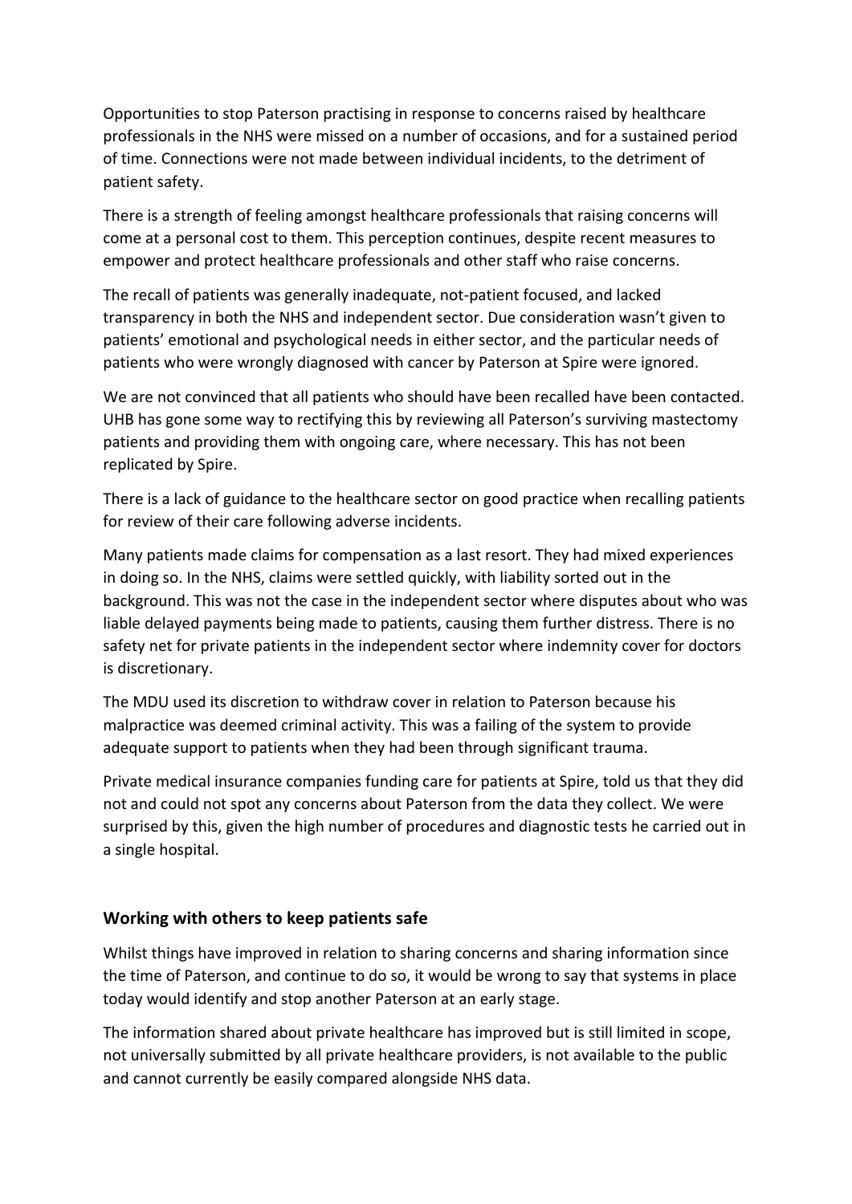Opportunities to stop Paterson practising in response to concerns raised by healthcare professionals in the NHS were missed on a number of occasions, and for a sustained period of time. Connections were not made between individual incidents, to the detriment of patient safety.

There is a strength of feeling amongst healthcare professionals that raising concerns will come at a personal cost to them. This perception continues, despite recent measures to empower and protect healthcare professionals and other staff who raise concerns.

The recall of patients was generally inadequate, not-patient focused, and lacked transparency in both the NHS and independent sector. Due consideration wasn't given to patients' emotional and psychological needs in either sector, and the particular needs of patients who were wrongly diagnosed with cancer by Paterson at Spire were ignored.

We are not convinced that all patients who should have been recalled have been contacted. UHB has gone some way to rectifying this by reviewing all Paterson's surviving mastectomy patients and providing them with ongoing care, where necessary. This has not been replicated by Spire.

There is a lack of guidance to the healthcare sector on good practice when recalling patients for review of their care following adverse incidents.

Many patients made claims for compensation as a last resort. They had mixed experiences in doing so. In the NHS, claims were settled quickly, with liability sorted out in the background. This was not the case in the independent sector where disputes about who was liable delayed payments being made to patients, causing them further distress. There is no safety net for private patients in the independent sector where indemnity cover for doctors is discretionary.

The MDU used its discretion to withdraw cover in relation to Paterson because his malpractice was deemed criminal activity. This was a failing of the system to provide adequate support to patients when they had been through significant trauma.

Private medical insurance companies funding care for patients at Spire, told us that they did not and could not spot any concerns about Paterson from the data they collect. We were surprised by this, given the high number of procedures and diagnostic tests he carried out in a single hospital.

### Working with others to keep patients safe

Whilst things have improved in relation to sharing concerns and sharing information since the time of Paterson, and continue to do so, it would be wrong to say that systems in place today would identify and stop another Paterson at an early stage.

The information shared about private healthcare has improved but is still limited in scope, not universally submitted by all private healthcare providers, is not available to the public and cannot currently be easily compared alongside NHS data.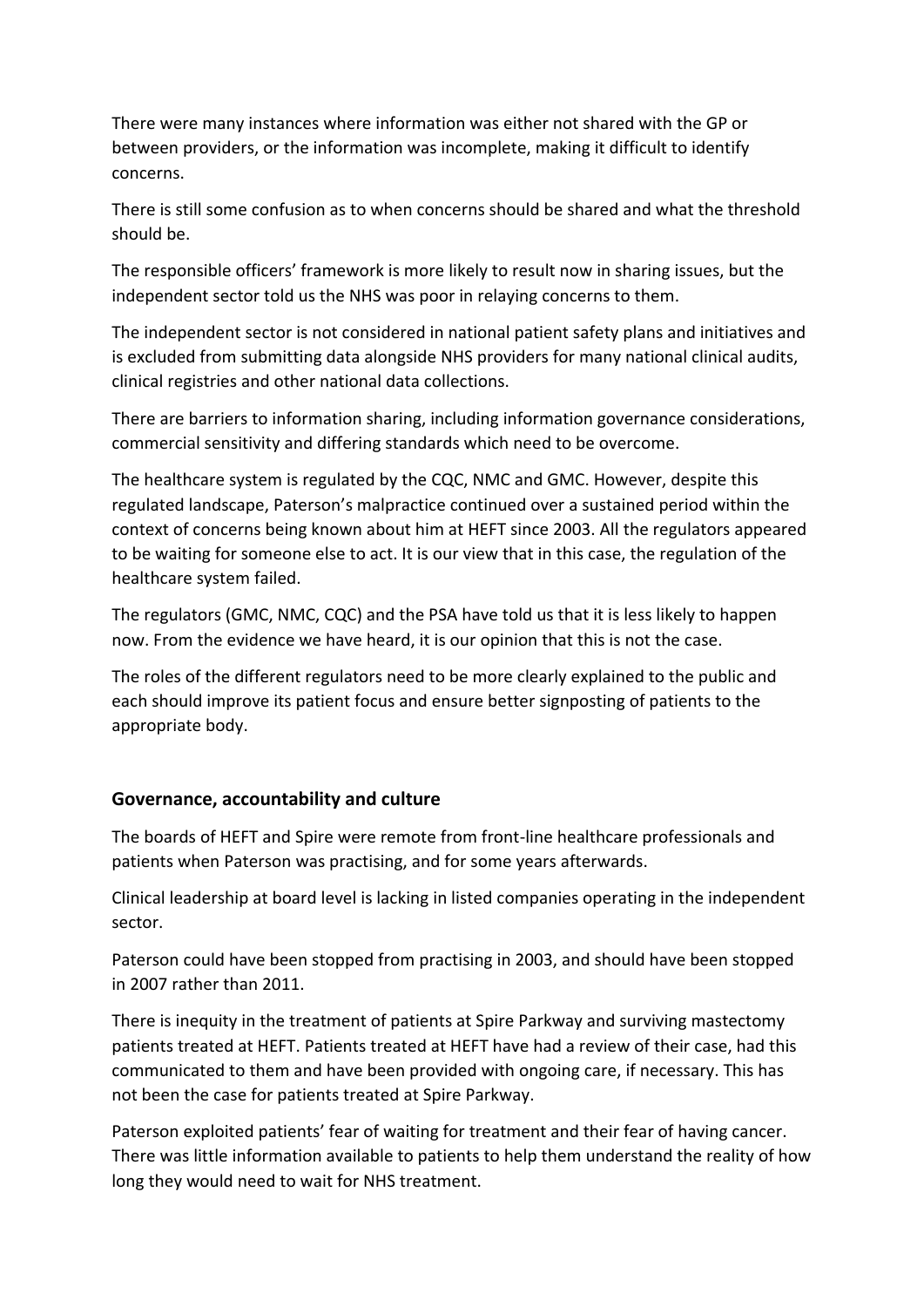There were many instances where information was either not shared with the GP or between providers, or the information was incomplete, making it difficult to identify concerns.

There is still some confusion as to when concerns should be shared and what the threshold should be.

The responsible officers' framework is more likely to result now in sharing issues, but the independent sector told us the NHS was poor in relaying concerns to them.

The independent sector is not considered in national patient safety plans and initiatives and is excluded from submitting data alongside NHS providers for many national clinical audits, clinical registries and other national data collections.

There are barriers to information sharing, including information governance considerations, commercial sensitivity and differing standards which need to be overcome.

The healthcare system is regulated by the CQC, NMC and GMC. However, despite this regulated landscape, Paterson's malpractice continued over a sustained period within the context of concerns being known about him at HEFT since 2003. All the regulators appeared to be waiting for someone else to act. It is our view that in this case, the regulation of the healthcare system failed.

The regulators (GMC, NMC, CQC) and the PSA have told us that it is less likely to happen now. From the evidence we have heard, it is our opinion that this is not the case.

The roles of the different regulators need to be more clearly explained to the public and each should improve its patient focus and ensure better signposting of patients to the appropriate body.

## Governance, accountability and culture

The boards of HEFT and Spire were remote from front-line healthcare professionals and patients when Paterson was practising, and for some years afterwards.

Clinical leadership at board level is lacking in listed companies operating in the independent sector.

Paterson could have been stopped from practising in 2003, and should have been stopped in 2007 rather than 2011.

There is inequity in the treatment of patients at Spire Parkway and surviving mastectomy patients treated at HEFT. Patients treated at HEFT have had a review of their case, had this communicated to them and have been provided with ongoing care, if necessary. This has not been the case for patients treated at Spire Parkway.

Paterson exploited patients' fear of waiting for treatment and their fear of having cancer. There was little information available to patients to help them understand the reality of how long they would need to wait for NHS treatment.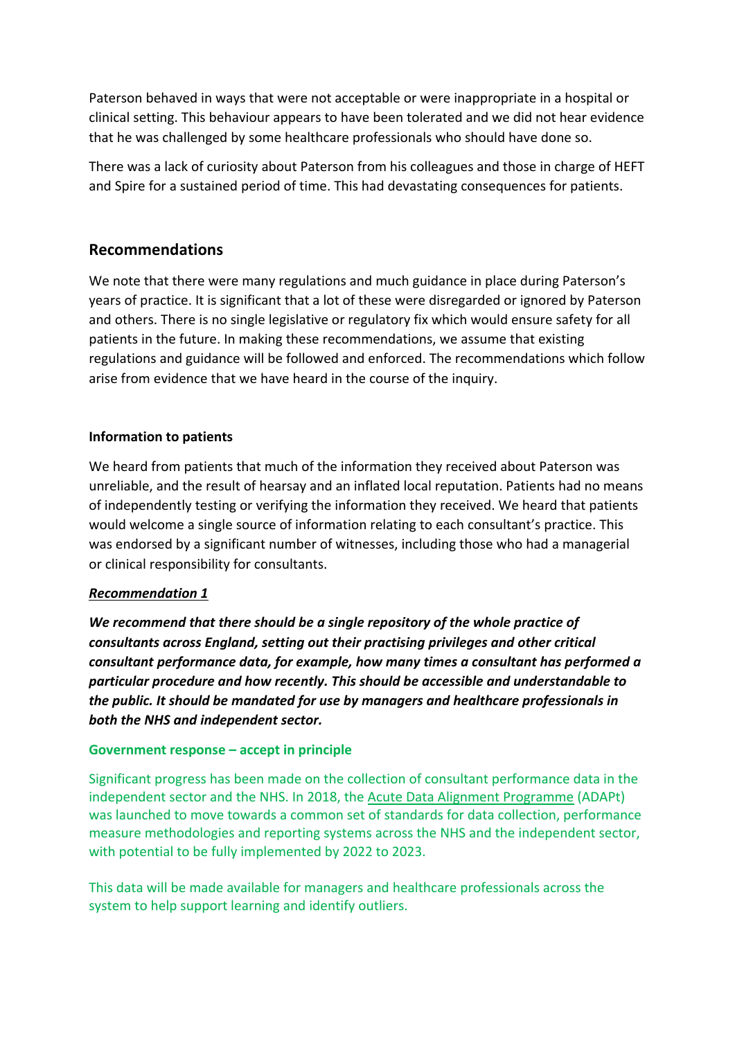Paterson behaved in ways that were not acceptable or were inappropriate in a hospital or clinical setting. This behaviour appears to have been tolerated and we did not hear evidence that he was challenged by some healthcare professionals who should have done so.

There was a lack of curiosity about Paterson from his colleagues and those in charge of HEFT and Spire for a sustained period of time. This had devastating consequences for patients.

## Recommendations

We note that there were many regulations and much guidance in place during Paterson's years of practice. It is significant that a lot of these were disregarded or ignored by Paterson and others. There is no single legislative or regulatory fix which would ensure safety for all patients in the future. In making these recommendations, we assume that existing regulations and guidance will be followed and enforced. The recommendations which follow arise from evidence that we have heard in the course of the inquiry.

### Information to patients

We heard from patients that much of the information they received about Paterson was unreliable, and the result of hearsay and an inflated local reputation. Patients had no means of independently testing or verifying the information they received. We heard that patients would welcome a single source of information relating to each consultant's practice. This was endorsed by a significant number of witnesses, including those who had a managerial or clinical responsibility for consultants.

***Recommendation 1***

***We recommend that there should be a single repository of the whole practice of consultants across England, setting out their practising privileges and other critical consultant performance data, for example, how many times a consultant has performed a particular procedure and how recently. This should be accessible and understandable to the public. It should be mandated for use by managers and healthcare professionals in both the NHS and independent sector.***

**Government response – accept in principle**

Significant progress has been made on the collection of consultant performance data in the independent sector and the NHS. In 2018, the Acute Data Alignment Programme (ADAPt) was launched to move towards a common set of standards for data collection, performance measure methodologies and reporting systems across the NHS and the independent sector, with potential to be fully implemented by 2022 to 2023.

This data will be made available for managers and healthcare professionals across the system to help support learning and identify outliers.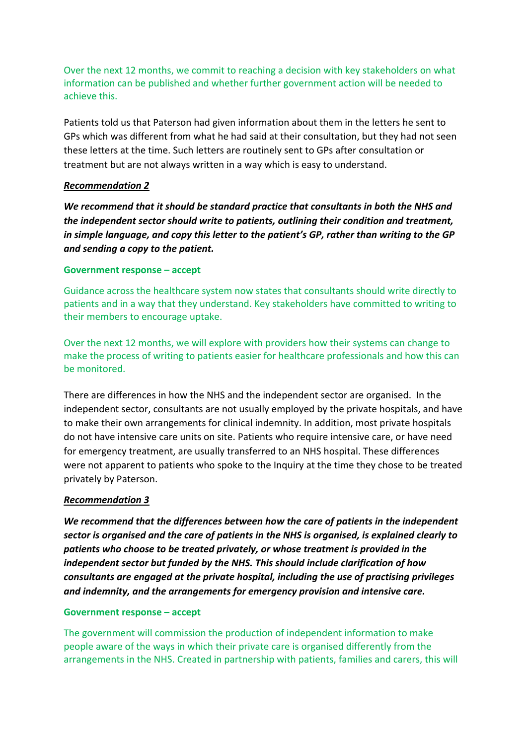Over the next 12 months, we commit to reaching a decision with key stakeholders on what information can be published and whether further government action will be needed to achieve this.

Patients told us that Paterson had given information about them in the letters he sent to GPs which was different from what he had said at their consultation, but they had not seen these letters at the time. Such letters are routinely sent to GPs after consultation or treatment but are not always written in a way which is easy to understand.

***Recommendation 2***

***We recommend that it should be standard practice that consultants in both the NHS and the independent sector should write to patients, outlining their condition and treatment, in simple language, and copy this letter to the patient's GP, rather than writing to the GP and sending a copy to the patient.***

**Government response – accept**

Guidance across the healthcare system now states that consultants should write directly to patients and in a way that they understand. Key stakeholders have committed to writing to their members to encourage uptake.

Over the next 12 months, we will explore with providers how their systems can change to make the process of writing to patients easier for healthcare professionals and how this can be monitored.

There are differences in how the NHS and the independent sector are organised. In the independent sector, consultants are not usually employed by the private hospitals, and have to make their own arrangements for clinical indemnity. In addition, most private hospitals do not have intensive care units on site. Patients who require intensive care, or have need for emergency treatment, are usually transferred to an NHS hospital. These differences were not apparent to patients who spoke to the Inquiry at the time they chose to be treated privately by Paterson.

***Recommendation 3***

***We recommend that the differences between how the care of patients in the independent sector is organised and the care of patients in the NHS is organised, is explained clearly to patients who choose to be treated privately, or whose treatment is provided in the independent sector but funded by the NHS. This should include clarification of how consultants are engaged at the private hospital, including the use of practising privileges and indemnity, and the arrangements for emergency provision and intensive care.***

**Government response – accept**

The government will commission the production of independent information to make people aware of the ways in which their private care is organised differently from the arrangements in the NHS. Created in partnership with patients, families and carers, this will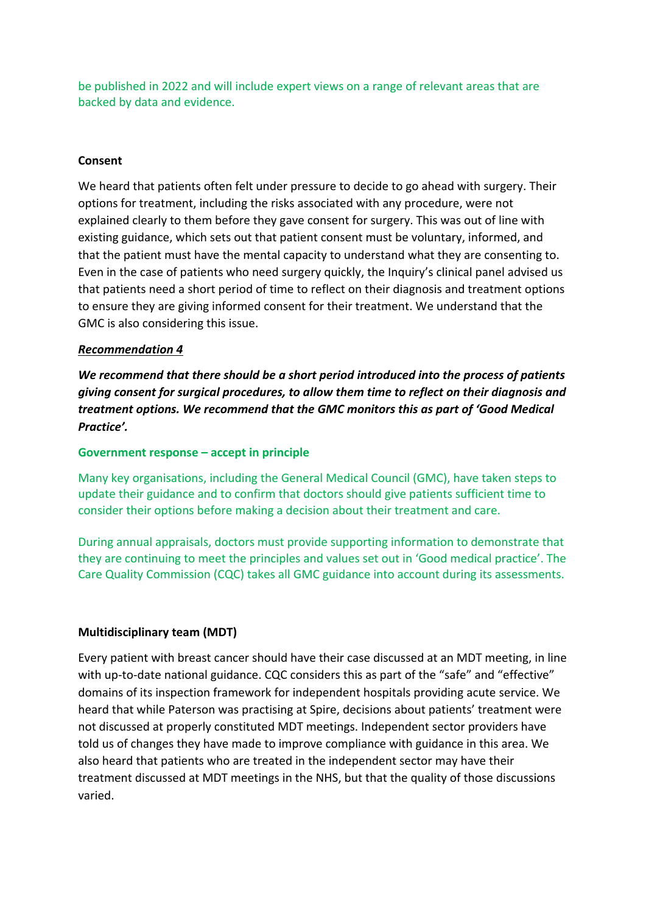be published in 2022 and will include expert views on a range of relevant areas that are backed by data and evidence.

**Consent**

We heard that patients often felt under pressure to decide to go ahead with surgery. Their options for treatment, including the risks associated with any procedure, were not explained clearly to them before they gave consent for surgery. This was out of line with existing guidance, which sets out that patient consent must be voluntary, informed, and that the patient must have the mental capacity to understand what they are consenting to. Even in the case of patients who need surgery quickly, the Inquiry's clinical panel advised us that patients need a short period of time to reflect on their diagnosis and treatment options to ensure they are giving informed consent for their treatment. We understand that the GMC is also considering this issue.

***Recommendation 4***

***We recommend that there should be a short period introduced into the process of patients giving consent for surgical procedures, to allow them time to reflect on their diagnosis and treatment options. We recommend that the GMC monitors this as part of 'Good Medical Practice'.***

**Government response – accept in principle**

Many key organisations, including the General Medical Council (GMC), have taken steps to update their guidance and to confirm that doctors should give patients sufficient time to consider their options before making a decision about their treatment and care.

During annual appraisals, doctors must provide supporting information to demonstrate that they are continuing to meet the principles and values set out in 'Good medical practice'. The Care Quality Commission (CQC) takes all GMC guidance into account during its assessments.

**Multidisciplinary team (MDT)**

Every patient with breast cancer should have their case discussed at an MDT meeting, in line with up-to-date national guidance. CQC considers this as part of the "safe" and "effective" domains of its inspection framework for independent hospitals providing acute service. We heard that while Paterson was practising at Spire, decisions about patients' treatment were not discussed at properly constituted MDT meetings. Independent sector providers have told us of changes they have made to improve compliance with guidance in this area. We also heard that patients who are treated in the independent sector may have their treatment discussed at MDT meetings in the NHS, but that the quality of those discussions varied.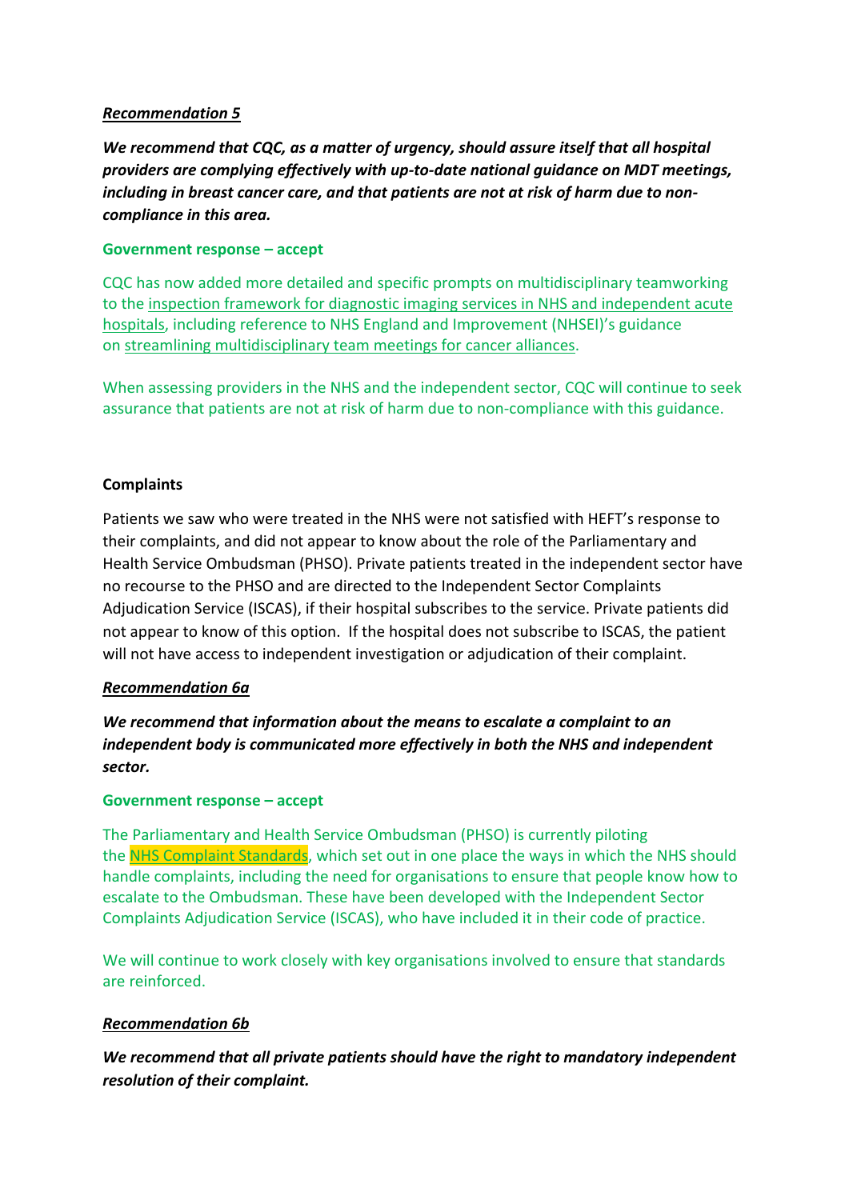***Recommendation 5***

***We recommend that CQC, as a matter of urgency, should assure itself that all hospital providers are complying effectively with up-to-date national guidance on MDT meetings, including in breast cancer care, and that patients are not at risk of harm due to non-compliance in this area.***

**Government response – accept**

CQC has now added more detailed and specific prompts on multidisciplinary teamworking to the inspection framework for diagnostic imaging services in NHS and independent acute hospitals, including reference to NHS England and Improvement (NHSEI)'s guidance on streamlining multidisciplinary team meetings for cancer alliances.

When assessing providers in the NHS and the independent sector, CQC will continue to seek assurance that patients are not at risk of harm due to non-compliance with this guidance.

**Complaints**

Patients we saw who were treated in the NHS were not satisfied with HEFT's response to their complaints, and did not appear to know about the role of the Parliamentary and Health Service Ombudsman (PHSO). Private patients treated in the independent sector have no recourse to the PHSO and are directed to the Independent Sector Complaints Adjudication Service (ISCAS), if their hospital subscribes to the service. Private patients did not appear to know of this option. If the hospital does not subscribe to ISCAS, the patient will not have access to independent investigation or adjudication of their complaint.

***Recommendation 6a***

***We recommend that information about the means to escalate a complaint to an independent body is communicated more effectively in both the NHS and independent sector.***

**Government response – accept**

The Parliamentary and Health Service Ombudsman (PHSO) is currently piloting the NHS Complaint Standards, which set out in one place the ways in which the NHS should handle complaints, including the need for organisations to ensure that people know how to escalate to the Ombudsman. These have been developed with the Independent Sector Complaints Adjudication Service (ISCAS), who have included it in their code of practice.

We will continue to work closely with key organisations involved to ensure that standards are reinforced.

***Recommendation 6b***

***We recommend that all private patients should have the right to mandatory independent resolution of their complaint.***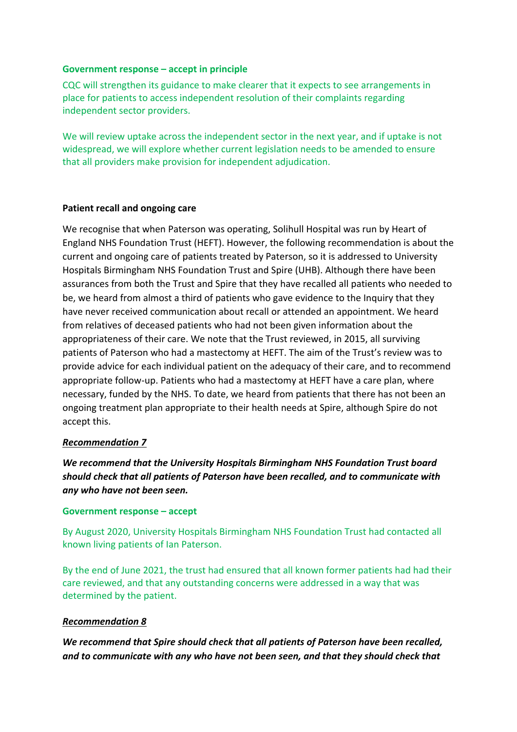**Government response – accept in principle**

CQC will strengthen its guidance to make clearer that it expects to see arrangements in place for patients to access independent resolution of their complaints regarding independent sector providers.

We will review uptake across the independent sector in the next year, and if uptake is not widespread, we will explore whether current legislation needs to be amended to ensure that all providers make provision for independent adjudication.

**Patient recall and ongoing care**

We recognise that when Paterson was operating, Solihull Hospital was run by Heart of England NHS Foundation Trust (HEFT). However, the following recommendation is about the current and ongoing care of patients treated by Paterson, so it is addressed to University Hospitals Birmingham NHS Foundation Trust and Spire (UHB). Although there have been assurances from both the Trust and Spire that they have recalled all patients who needed to be, we heard from almost a third of patients who gave evidence to the Inquiry that they have never received communication about recall or attended an appointment. We heard from relatives of deceased patients who had not been given information about the appropriateness of their care. We note that the Trust reviewed, in 2015, all surviving patients of Paterson who had a mastectomy at HEFT. The aim of the Trust's review was to provide advice for each individual patient on the adequacy of their care, and to recommend appropriate follow-up. Patients who had a mastectomy at HEFT have a care plan, where necessary, funded by the NHS. To date, we heard from patients that there has not been an ongoing treatment plan appropriate to their health needs at Spire, although Spire do not accept this.

***Recommendation 7***

***We recommend that the University Hospitals Birmingham NHS Foundation Trust board should check that all patients of Paterson have been recalled, and to communicate with any who have not been seen.***

**Government response – accept**

By August 2020, University Hospitals Birmingham NHS Foundation Trust had contacted all known living patients of Ian Paterson.

By the end of June 2021, the trust had ensured that all known former patients had had their care reviewed, and that any outstanding concerns were addressed in a way that was determined by the patient.

***Recommendation 8***

***We recommend that Spire should check that all patients of Paterson have been recalled, and to communicate with any who have not been seen, and that they should check that***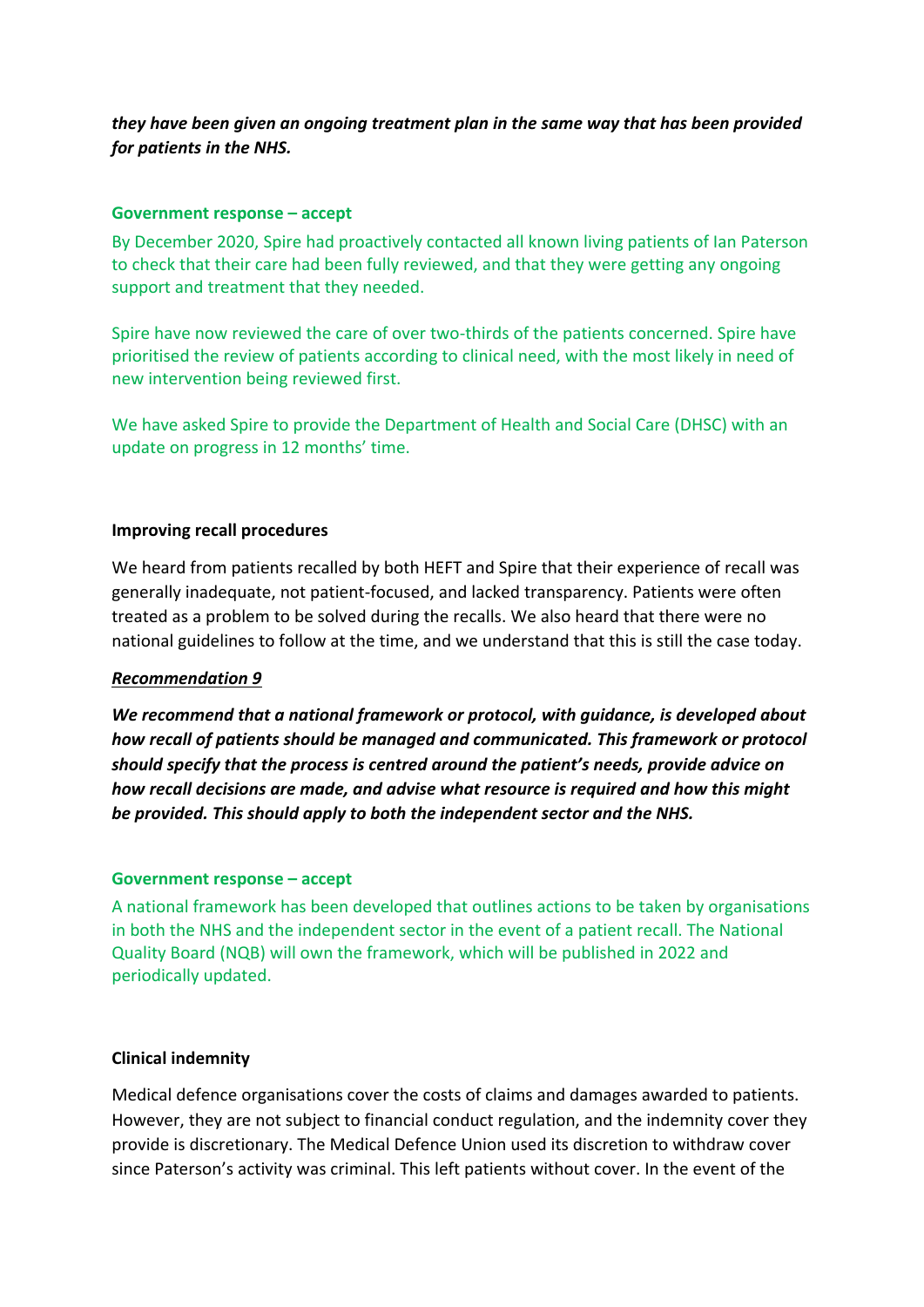***they have been given an ongoing treatment plan in the same way that has been provided for patients in the NHS.***

**Government response – accept**

By December 2020, Spire had proactively contacted all known living patients of Ian Paterson to check that their care had been fully reviewed, and that they were getting any ongoing support and treatment that they needed.

Spire have now reviewed the care of over two-thirds of the patients concerned. Spire have prioritised the review of patients according to clinical need, with the most likely in need of new intervention being reviewed first.

We have asked Spire to provide the Department of Health and Social Care (DHSC) with an update on progress in 12 months' time.

**Improving recall procedures**

We heard from patients recalled by both HEFT and Spire that their experience of recall was generally inadequate, not patient-focused, and lacked transparency. Patients were often treated as a problem to be solved during the recalls. We also heard that there were no national guidelines to follow at the time, and we understand that this is still the case today.

***Recommendation 9***

***We recommend that a national framework or protocol, with guidance, is developed about how recall of patients should be managed and communicated. This framework or protocol should specify that the process is centred around the patient's needs, provide advice on how recall decisions are made, and advise what resource is required and how this might be provided. This should apply to both the independent sector and the NHS.***

**Government response – accept**

A national framework has been developed that outlines actions to be taken by organisations in both the NHS and the independent sector in the event of a patient recall. The National Quality Board (NQB) will own the framework, which will be published in 2022 and periodically updated.

**Clinical indemnity**

Medical defence organisations cover the costs of claims and damages awarded to patients. However, they are not subject to financial conduct regulation, and the indemnity cover they provide is discretionary. The Medical Defence Union used its discretion to withdraw cover since Paterson's activity was criminal. This left patients without cover. In the event of the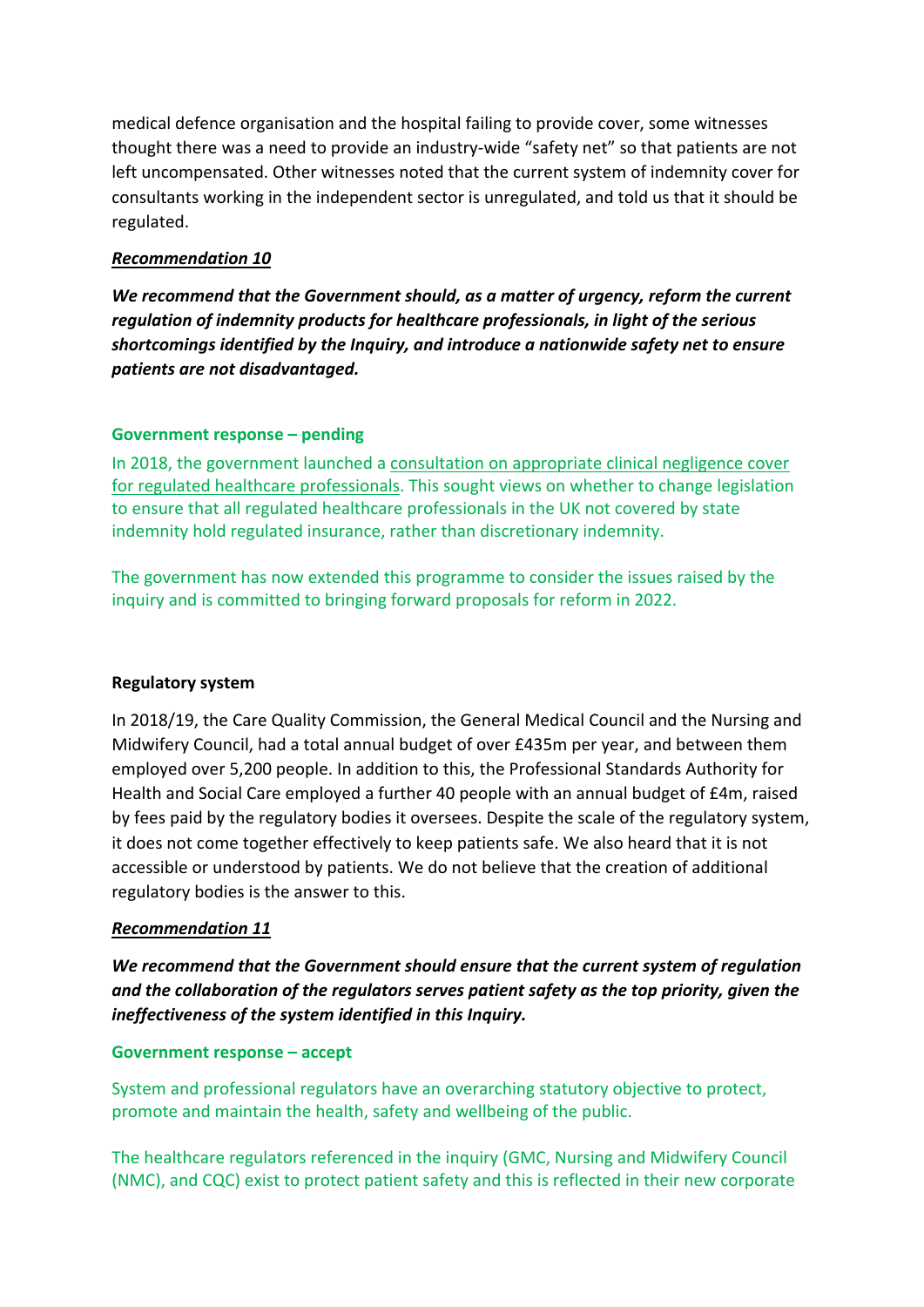medical defence organisation and the hospital failing to provide cover, some witnesses thought there was a need to provide an industry-wide "safety net" so that patients are not left uncompensated. Other witnesses noted that the current system of indemnity cover for consultants working in the independent sector is unregulated, and told us that it should be regulated.

***Recommendation 10***

***We recommend that the Government should, as a matter of urgency, reform the current regulation of indemnity products for healthcare professionals, in light of the serious shortcomings identified by the Inquiry, and introduce a nationwide safety net to ensure patients are not disadvantaged.***

**Government response – pending**

In 2018, the government launched a consultation on appropriate clinical negligence cover for regulated healthcare professionals. This sought views on whether to change legislation to ensure that all regulated healthcare professionals in the UK not covered by state indemnity hold regulated insurance, rather than discretionary indemnity.

The government has now extended this programme to consider the issues raised by the inquiry and is committed to bringing forward proposals for reform in 2022.

**Regulatory system**

In 2018/19, the Care Quality Commission, the General Medical Council and the Nursing and Midwifery Council, had a total annual budget of over £435m per year, and between them employed over 5,200 people. In addition to this, the Professional Standards Authority for Health and Social Care employed a further 40 people with an annual budget of £4m, raised by fees paid by the regulatory bodies it oversees. Despite the scale of the regulatory system, it does not come together effectively to keep patients safe. We also heard that it is not accessible or understood by patients. We do not believe that the creation of additional regulatory bodies is the answer to this.

***Recommendation 11***

***We recommend that the Government should ensure that the current system of regulation and the collaboration of the regulators serves patient safety as the top priority, given the ineffectiveness of the system identified in this Inquiry.***

**Government response – accept**

System and professional regulators have an overarching statutory objective to protect, promote and maintain the health, safety and wellbeing of the public.

The healthcare regulators referenced in the inquiry (GMC, Nursing and Midwifery Council (NMC), and CQC) exist to protect patient safety and this is reflected in their new corporate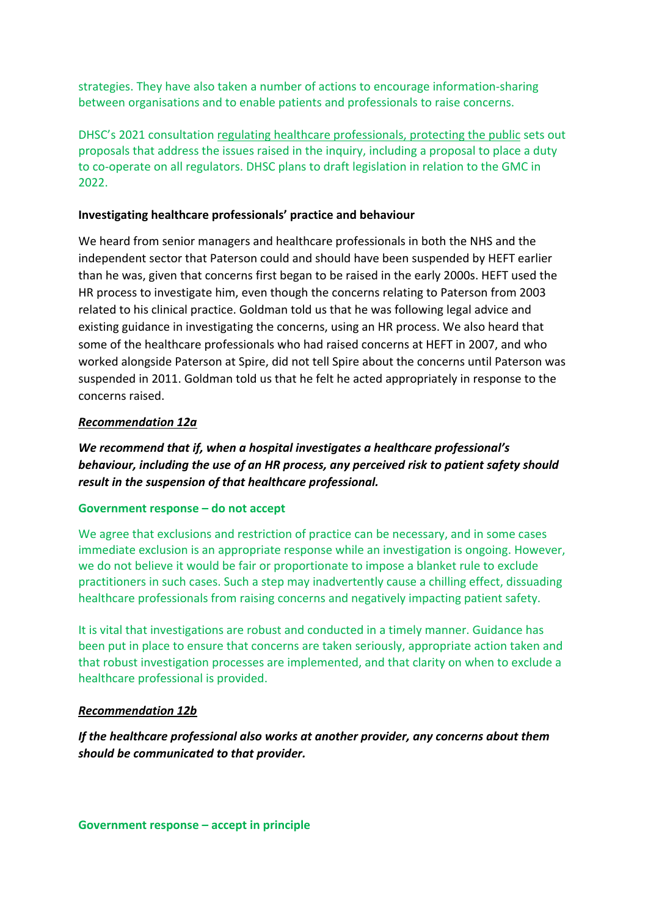strategies. They have also taken a number of actions to encourage information-sharing between organisations and to enable patients and professionals to raise concerns.

DHSC's 2021 consultation regulating healthcare professionals, protecting the public sets out proposals that address the issues raised in the inquiry, including a proposal to place a duty to co-operate on all regulators. DHSC plans to draft legislation in relation to the GMC in 2022.

**Investigating healthcare professionals' practice and behaviour**

We heard from senior managers and healthcare professionals in both the NHS and the independent sector that Paterson could and should have been suspended by HEFT earlier than he was, given that concerns first began to be raised in the early 2000s. HEFT used the HR process to investigate him, even though the concerns relating to Paterson from 2003 related to his clinical practice. Goldman told us that he was following legal advice and existing guidance in investigating the concerns, using an HR process. We also heard that some of the healthcare professionals who had raised concerns at HEFT in 2007, and who worked alongside Paterson at Spire, did not tell Spire about the concerns until Paterson was suspended in 2011. Goldman told us that he felt he acted appropriately in response to the concerns raised.

***Recommendation 12a***

***We recommend that if, when a hospital investigates a healthcare professional's behaviour, including the use of an HR process, any perceived risk to patient safety should result in the suspension of that healthcare professional.***

**Government response – do not accept**

We agree that exclusions and restriction of practice can be necessary, and in some cases immediate exclusion is an appropriate response while an investigation is ongoing. However, we do not believe it would be fair or proportionate to impose a blanket rule to exclude practitioners in such cases. Such a step may inadvertently cause a chilling effect, dissuading healthcare professionals from raising concerns and negatively impacting patient safety.

It is vital that investigations are robust and conducted in a timely manner. Guidance has been put in place to ensure that concerns are taken seriously, appropriate action taken and that robust investigation processes are implemented, and that clarity on when to exclude a healthcare professional is provided.

***Recommendation 12b***

***If the healthcare professional also works at another provider, any concerns about them should be communicated to that provider.***

**Government response – accept in principle**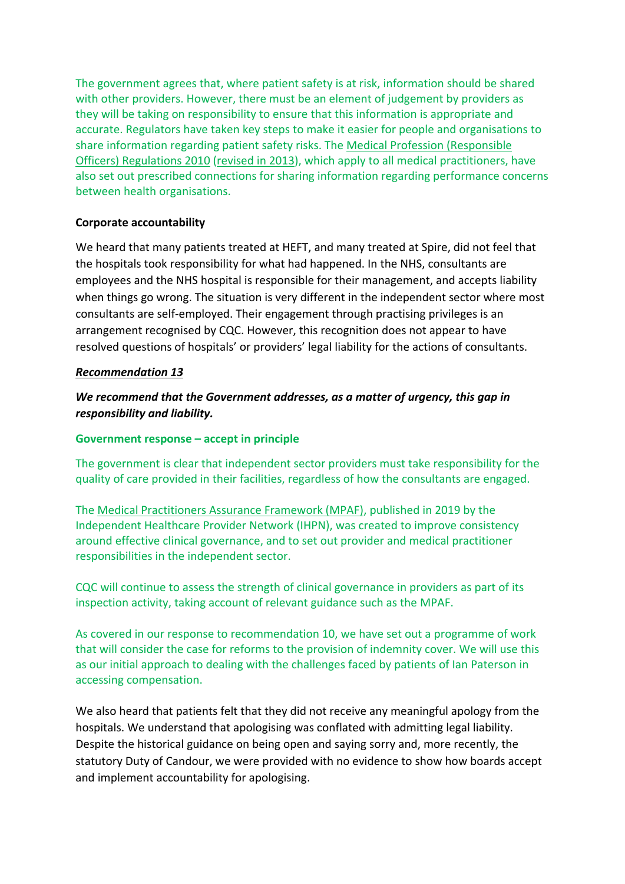The government agrees that, where patient safety is at risk, information should be shared with other providers. However, there must be an element of judgement by providers as they will be taking on responsibility to ensure that this information is appropriate and accurate. Regulators have taken key steps to make it easier for people and organisations to share information regarding patient safety risks. The Medical Profession (Responsible Officers) Regulations 2010 (revised in 2013), which apply to all medical practitioners, have also set out prescribed connections for sharing information regarding performance concerns between health organisations.

**Corporate accountability**

We heard that many patients treated at HEFT, and many treated at Spire, did not feel that the hospitals took responsibility for what had happened. In the NHS, consultants are employees and the NHS hospital is responsible for their management, and accepts liability when things go wrong. The situation is very different in the independent sector where most consultants are self-employed. Their engagement through practising privileges is an arrangement recognised by CQC. However, this recognition does not appear to have resolved questions of hospitals' or providers' legal liability for the actions of consultants.

***Recommendation 13***

***We recommend that the Government addresses, as a matter of urgency, this gap in responsibility and liability.***

**Government response – accept in principle**

The government is clear that independent sector providers must take responsibility for the quality of care provided in their facilities, regardless of how the consultants are engaged.

The Medical Practitioners Assurance Framework (MPAF), published in 2019 by the Independent Healthcare Provider Network (IHPN), was created to improve consistency around effective clinical governance, and to set out provider and medical practitioner responsibilities in the independent sector.

CQC will continue to assess the strength of clinical governance in providers as part of its inspection activity, taking account of relevant guidance such as the MPAF.

As covered in our response to recommendation 10, we have set out a programme of work that will consider the case for reforms to the provision of indemnity cover. We will use this as our initial approach to dealing with the challenges faced by patients of Ian Paterson in accessing compensation.

We also heard that patients felt that they did not receive any meaningful apology from the hospitals. We understand that apologising was conflated with admitting legal liability. Despite the historical guidance on being open and saying sorry and, more recently, the statutory Duty of Candour, we were provided with no evidence to show how boards accept and implement accountability for apologising.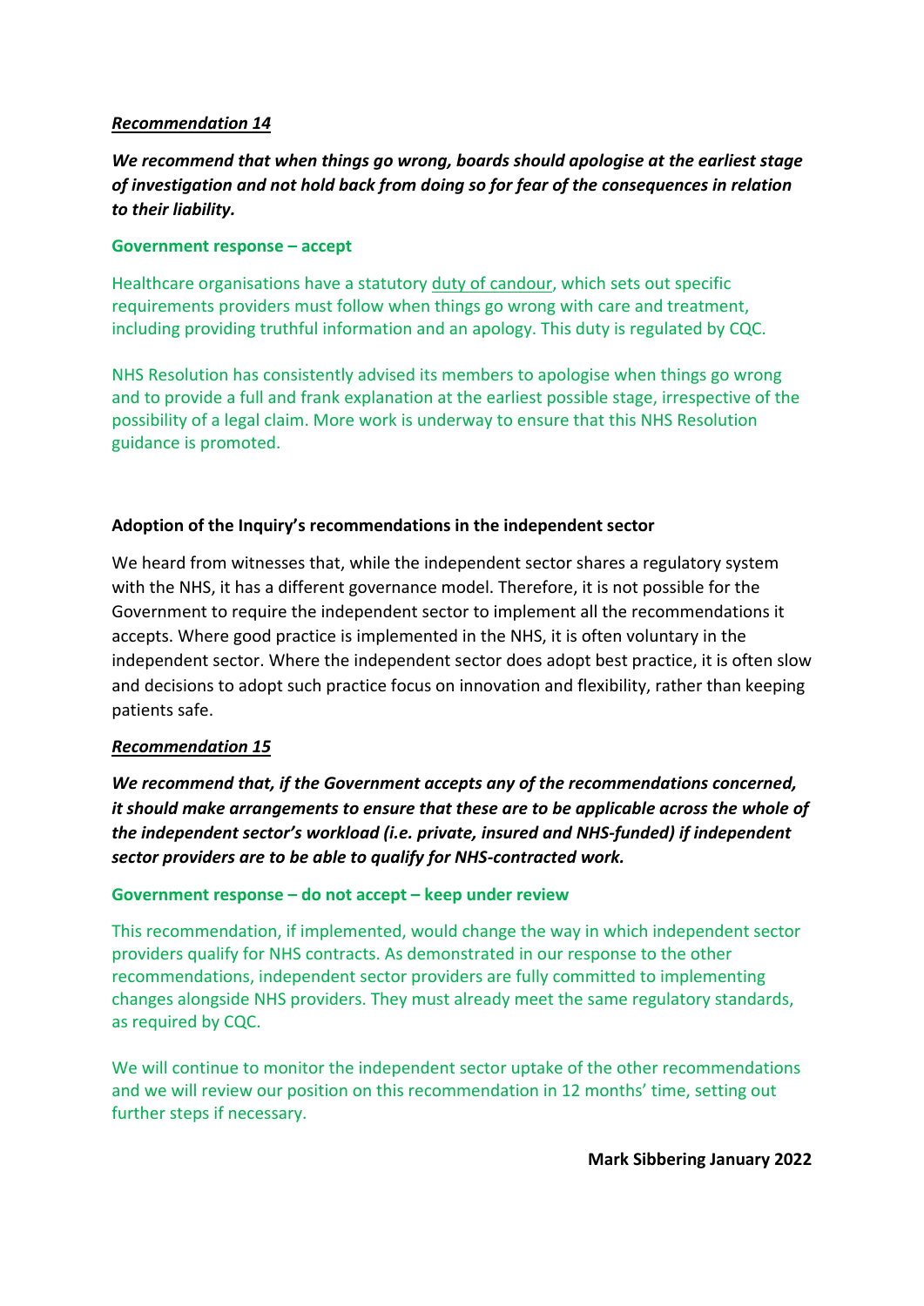***Recommendation 14***

***We recommend that when things go wrong, boards should apologise at the earliest stage of investigation and not hold back from doing so for fear of the consequences in relation to their liability.***

**Government response – accept**

Healthcare organisations have a statutory duty of candour, which sets out specific requirements providers must follow when things go wrong with care and treatment, including providing truthful information and an apology. This duty is regulated by CQC.

NHS Resolution has consistently advised its members to apologise when things go wrong and to provide a full and frank explanation at the earliest possible stage, irrespective of the possibility of a legal claim. More work is underway to ensure that this NHS Resolution guidance is promoted.

**Adoption of the Inquiry's recommendations in the independent sector**

We heard from witnesses that, while the independent sector shares a regulatory system with the NHS, it has a different governance model. Therefore, it is not possible for the Government to require the independent sector to implement all the recommendations it accepts. Where good practice is implemented in the NHS, it is often voluntary in the independent sector. Where the independent sector does adopt best practice, it is often slow and decisions to adopt such practice focus on innovation and flexibility, rather than keeping patients safe.

***Recommendation 15***

***We recommend that, if the Government accepts any of the recommendations concerned, it should make arrangements to ensure that these are to be applicable across the whole of the independent sector's workload (i.e. private, insured and NHS-funded) if independent sector providers are to be able to qualify for NHS-contracted work.***

**Government response – do not accept – keep under review**

This recommendation, if implemented, would change the way in which independent sector providers qualify for NHS contracts. As demonstrated in our response to the other recommendations, independent sector providers are fully committed to implementing changes alongside NHS providers. They must already meet the same regulatory standards, as required by CQC.

We will continue to monitor the independent sector uptake of the other recommendations and we will review our position on this recommendation in 12 months' time, setting out further steps if necessary.

**Mark Sibbering January 2022**